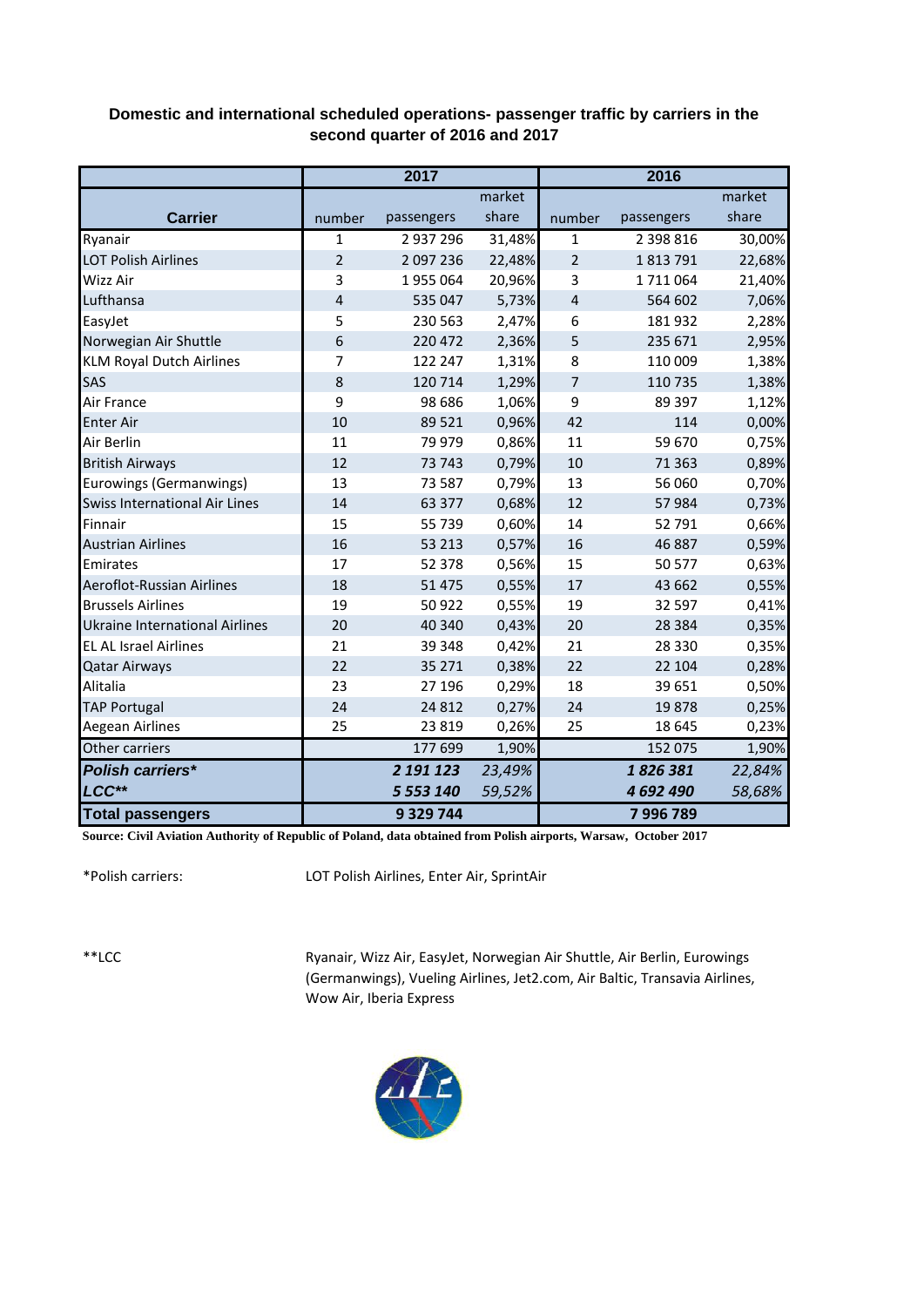# Domestic and international scheduled operations- passenger traffic by carriers in the second quarter of 2016 and 2017

| Carrier | 2017 | | | 2016 | | |
|---|---|---|---|---|---|---|
| | number | passengers | market share | number | passengers | market share |
| Ryanair | 1 | 2 937 296 | 31,48% | 1 | 2 398 816 | 30,00% |
| LOT Polish Airlines | 2 | 2 097 236 | 22,48% | 2 | 1 813 791 | 22,68% |
| Wizz Air | 3 | 1 955 064 | 20,96% | 3 | 1 711 064 | 21,40% |
| Lufthansa | 4 | 535 047 | 5,73% | 4 | 564 602 | 7,06% |
| EasyJet | 5 | 230 563 | 2,47% | 6 | 181 932 | 2,28% |
| Norwegian Air Shuttle | 6 | 220 472 | 2,36% | 5 | 235 671 | 2,95% |
| KLM Royal Dutch Airlines | 7 | 122 247 | 1,31% | 8 | 110 009 | 1,38% |
| SAS | 8 | 120 714 | 1,29% | 7 | 110 735 | 1,38% |
| Air France | 9 | 98 686 | 1,06% | 9 | 89 397 | 1,12% |
| Enter Air | 10 | 89 521 | 0,96% | 42 | 114 | 0,00% |
| Air Berlin | 11 | 79 979 | 0,86% | 11 | 59 670 | 0,75% |
| British Airways | 12 | 73 743 | 0,79% | 10 | 71 363 | 0,89% |
| Eurowings (Germanwings) | 13 | 73 587 | 0,79% | 13 | 56 060 | 0,70% |
| Swiss International Air Lines | 14 | 63 377 | 0,68% | 12 | 57 984 | 0,73% |
| Finnair | 15 | 55 739 | 0,60% | 14 | 52 791 | 0,66% |
| Austrian Airlines | 16 | 53 213 | 0,57% | 16 | 46 887 | 0,59% |
| Emirates | 17 | 52 378 | 0,56% | 15 | 50 577 | 0,63% |
| Aeroflot-Russian Airlines | 18 | 51 475 | 0,55% | 17 | 43 662 | 0,55% |
| Brussels Airlines | 19 | 50 922 | 0,55% | 19 | 32 597 | 0,41% |
| Ukraine International Airlines | 20 | 40 340 | 0,43% | 20 | 28 384 | 0,35% |
| EL AL Israel Airlines | 21 | 39 348 | 0,42% | 21 | 28 330 | 0,35% |
| Qatar Airways | 22 | 35 271 | 0,38% | 22 | 22 104 | 0,28% |
| Alitalia | 23 | 27 196 | 0,29% | 18 | 39 651 | 0,50% |
| TAP Portugal | 24 | 24 812 | 0,27% | 24 | 19 878 | 0,25% |
| Aegean Airlines | 25 | 23 819 | 0,26% | 25 | 18 645 | 0,23% |
| Other carriers | | 177 699 | 1,90% | | 152 075 | 1,90% |
| ***Polish carriers**** | | ***2 191 123*** | *23,49%* | | ***1 826 381*** | *22,84%* |
| ***LCC***** | | ***5 553 140*** | *59,52%* | | ***4 692 490*** | *58,68%* |
| **Total passengers** | | **9 329 744** | | | **7 996 789** | |

**Source: Civil Aviation Authority of Republic of Poland, data obtained from Polish airports, Warsaw, October 2017**

*Polish carriers: LOT Polish Airlines, Enter Air, SprintAir

**LCC Ryanair, Wizz Air, EasyJet, Norwegian Air Shuttle, Air Berlin, Eurowings (Germanwings), Vueling Airlines, Jet2.com, Air Baltic, Transavia Airlines, Wow Air, Iberia Express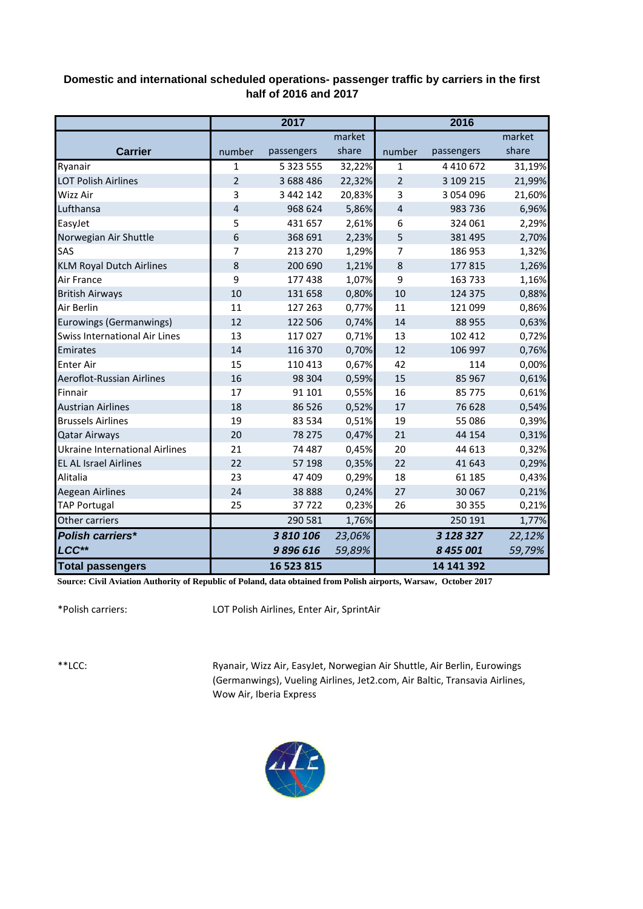### Domestic and international scheduled operations- passenger traffic by carriers in the first half of 2016 and 2017

| Carrier | 2017 | | | 2016 | | |
|---|---|---|---|---|---|---|
| | number | passengers | market share | number | passengers | market share |
| Ryanair | 1 | 5 323 555 | 32,22% | 1 | 4 410 672 | 31,19% |
| LOT Polish Airlines | 2 | 3 688 486 | 22,32% | 2 | 3 109 215 | 21,99% |
| Wizz Air | 3 | 3 442 142 | 20,83% | 3 | 3 054 096 | 21,60% |
| Lufthansa | 4 | 968 624 | 5,86% | 4 | 983 736 | 6,96% |
| EasyJet | 5 | 431 657 | 2,61% | 6 | 324 061 | 2,29% |
| Norwegian Air Shuttle | 6 | 368 691 | 2,23% | 5 | 381 495 | 2,70% |
| SAS | 7 | 213 270 | 1,29% | 7 | 186 953 | 1,32% |
| KLM Royal Dutch Airlines | 8 | 200 690 | 1,21% | 8 | 177 815 | 1,26% |
| Air France | 9 | 177 438 | 1,07% | 9 | 163 733 | 1,16% |
| British Airways | 10 | 131 658 | 0,80% | 10 | 124 375 | 0,88% |
| Air Berlin | 11 | 127 263 | 0,77% | 11 | 121 099 | 0,86% |
| Eurowings (Germanwings) | 12 | 122 506 | 0,74% | 14 | 88 955 | 0,63% |
| Swiss International Air Lines | 13 | 117 027 | 0,71% | 13 | 102 412 | 0,72% |
| Emirates | 14 | 116 370 | 0,70% | 12 | 106 997 | 0,76% |
| Enter Air | 15 | 110 413 | 0,67% | 42 | 114 | 0,00% |
| Aeroflot-Russian Airlines | 16 | 98 304 | 0,59% | 15 | 85 967 | 0,61% |
| Finnair | 17 | 91 101 | 0,55% | 16 | 85 775 | 0,61% |
| Austrian Airlines | 18 | 86 526 | 0,52% | 17 | 76 628 | 0,54% |
| Brussels Airlines | 19 | 83 534 | 0,51% | 19 | 55 086 | 0,39% |
| Qatar Airways | 20 | 78 275 | 0,47% | 21 | 44 154 | 0,31% |
| Ukraine International Airlines | 21 | 74 487 | 0,45% | 20 | 44 613 | 0,32% |
| EL AL Israel Airlines | 22 | 57 198 | 0,35% | 22 | 41 643 | 0,29% |
| Alitalia | 23 | 47 409 | 0,29% | 18 | 61 185 | 0,43% |
| Aegean Airlines | 24 | 38 888 | 0,24% | 27 | 30 067 | 0,21% |
| TAP Portugal | 25 | 37 722 | 0,23% | 26 | 30 355 | 0,21% |
| Other carriers | | 290 581 | 1,76% | | 250 191 | 1,77% |
| ***Polish carriers**** | | ***3 810 106*** | *23,06%* | | ***3 128 327*** | *22,12%* |
| ***LCC***** | | ***9 896 616*** | *59,89%* | | ***8 455 001*** | *59,79%* |
| **Total passengers** | | **16 523 815** | | | **14 141 392** | |

**Source: Civil Aviation Authority of Republic of Poland, data obtained from Polish airports, Warsaw, October 2017**

*Polish carriers: LOT Polish Airlines, Enter Air, SprintAir

**LCC: Ryanair, Wizz Air, EasyJet, Norwegian Air Shuttle, Air Berlin, Eurowings (Germanwings), Vueling Airlines, Jet2.com, Air Baltic, Transavia Airlines, Wow Air, Iberia Express